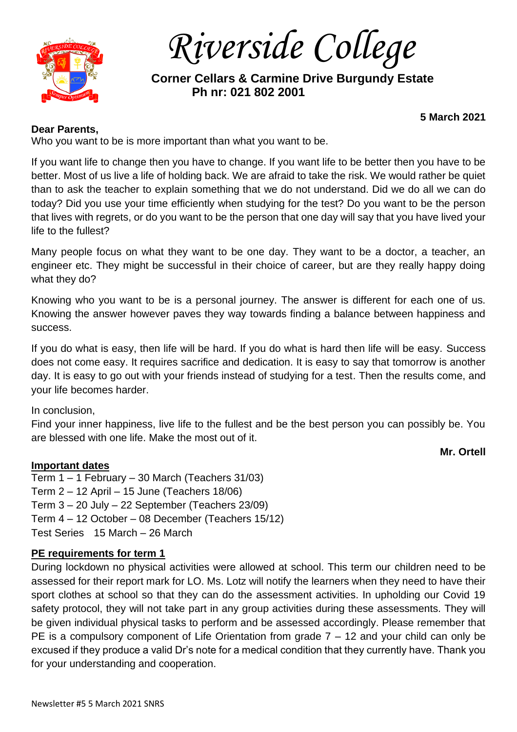# *Riverside College*

**Corner Cellars & Carmine Drive Burgundy Estate**
**Ph nr: 021 802 2001**

**5 March 2021**

**Dear Parents,**

Who you want to be is more important than what you want to be.

If you want life to change then you have to change. If you want life to be better then you have to be better. Most of us live a life of holding back. We are afraid to take the risk. We would rather be quiet than to ask the teacher to explain something that we do not understand. Did we do all we can do today? Did you use your time efficiently when studying for the test? Do you want to be the person that lives with regrets, or do you want to be the person that one day will say that you have lived your life to the fullest?

Many people focus on what they want to be one day. They want to be a doctor, a teacher, an engineer etc. They might be successful in their choice of career, but are they really happy doing what they do?

Knowing who you want to be is a personal journey. The answer is different for each one of us. Knowing the answer however paves they way towards finding a balance between happiness and success.

If you do what is easy, then life will be hard. If you do what is hard then life will be easy. Success does not come easy. It requires sacrifice and dedication. It is easy to say that tomorrow is another day. It is easy to go out with your friends instead of studying for a test. Then the results come, and your life becomes harder.

In conclusion,

Find your inner happiness, live life to the fullest and be the best person you can possibly be. You are blessed with one life. Make the most out of it.

**Mr. Ortell**

## Important dates

Term 1 – 1 February – 30 March (Teachers 31/03)
Term 2 – 12 April – 15 June (Teachers 18/06)
Term 3 – 20 July – 22 September (Teachers 23/09)
Term 4 – 12 October – 08 December (Teachers 15/12)
Test Series 15 March – 26 March

## PE requirements for term 1

During lockdown no physical activities were allowed at school. This term our children need to be assessed for their report mark for LO. Ms. Lotz will notify the learners when they need to have their sport clothes at school so that they can do the assessment activities. In upholding our Covid 19 safety protocol, they will not take part in any group activities during these assessments. They will be given individual physical tasks to perform and be assessed accordingly. Please remember that PE is a compulsory component of Life Orientation from grade 7 – 12 and your child can only be excused if they produce a valid Dr's note for a medical condition that they currently have. Thank you for your understanding and cooperation.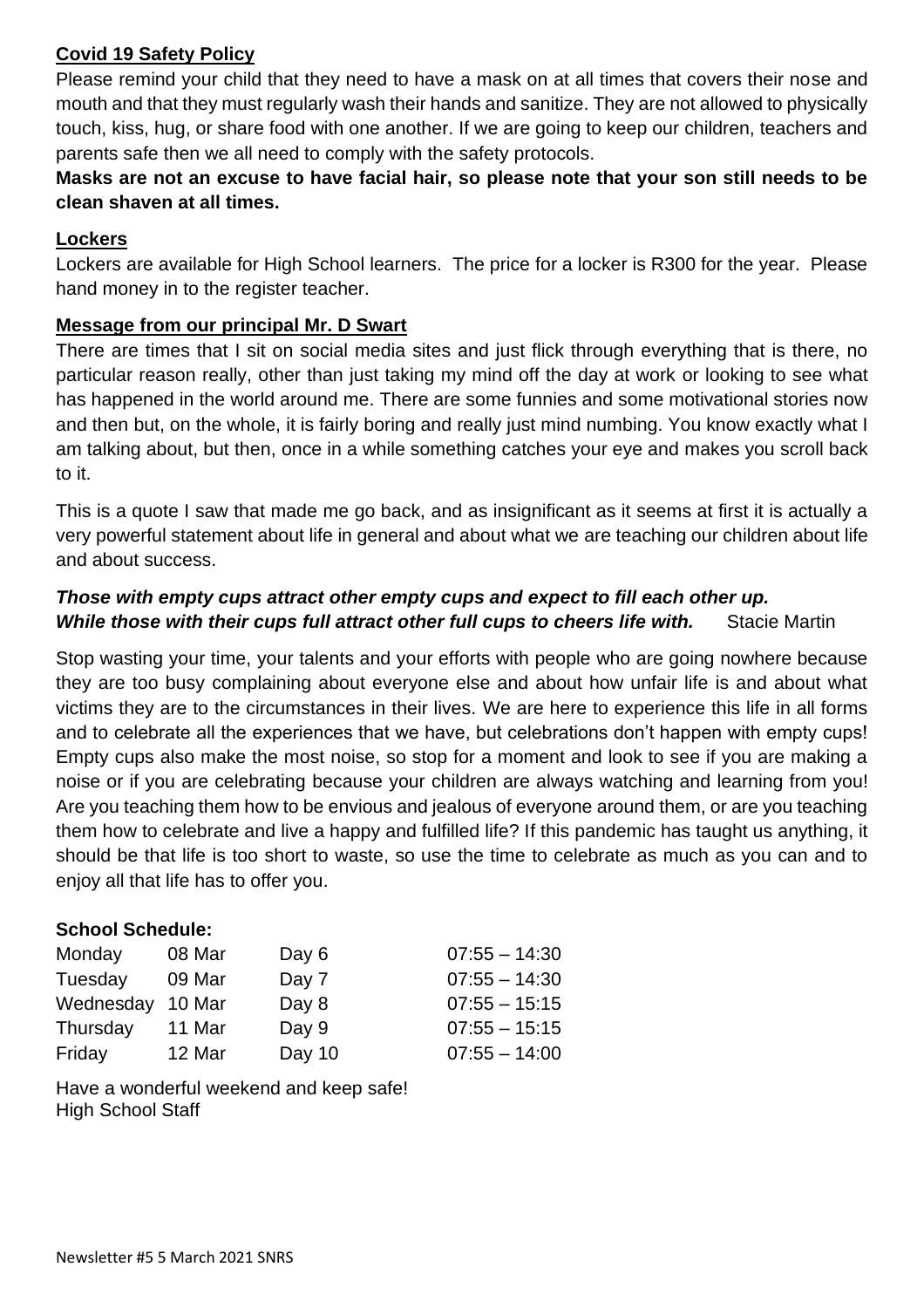**Covid 19 Safety Policy**

Please remind your child that they need to have a mask on at all times that covers their nose and mouth and that they must regularly wash their hands and sanitize. They are not allowed to physically touch, kiss, hug, or share food with one another. If we are going to keep our children, teachers and parents safe then we all need to comply with the safety protocols.

**Masks are not an excuse to have facial hair, so please note that your son still needs to be clean shaven at all times.**

**Lockers**

Lockers are available for High School learners. The price for a locker is R300 for the year. Please hand money in to the register teacher.

**Message from our principal Mr. D Swart**

There are times that I sit on social media sites and just flick through everything that is there, no particular reason really, other than just taking my mind off the day at work or looking to see what has happened in the world around me. There are some funnies and some motivational stories now and then but, on the whole, it is fairly boring and really just mind numbing. You know exactly what I am talking about, but then, once in a while something catches your eye and makes you scroll back to it.

This is a quote I saw that made me go back, and as insignificant as it seems at first it is actually a very powerful statement about life in general and about what we are teaching our children about life and about success.

***Those with empty cups attract other empty cups and expect to fill each other up.***
***While those with their cups full attract other full cups to cheers life with.*** Stacie Martin

Stop wasting your time, your talents and your efforts with people who are going nowhere because they are too busy complaining about everyone else and about how unfair life is and about what victims they are to the circumstances in their lives. We are here to experience this life in all forms and to celebrate all the experiences that we have, but celebrations don't happen with empty cups! Empty cups also make the most noise, so stop for a moment and look to see if you are making a noise or if you are celebrating because your children are always watching and learning from you! Are you teaching them how to be envious and jealous of everyone around them, or are you teaching them how to celebrate and live a happy and fulfilled life? If this pandemic has taught us anything, it should be that life is too short to waste, so use the time to celebrate as much as you can and to enjoy all that life has to offer you.

**School Schedule:**

| | | | |
|---|---|---|---|
| Monday | 08 Mar | Day 6 | 07:55 – 14:30 |
| Tuesday | 09 Mar | Day 7 | 07:55 – 14:30 |
| Wednesday | 10 Mar | Day 8 | 07:55 – 15:15 |
| Thursday | 11 Mar | Day 9 | 07:55 – 15:15 |
| Friday | 12 Mar | Day 10 | 07:55 – 14:00 |

Have a wonderful weekend and keep safe!
High School Staff